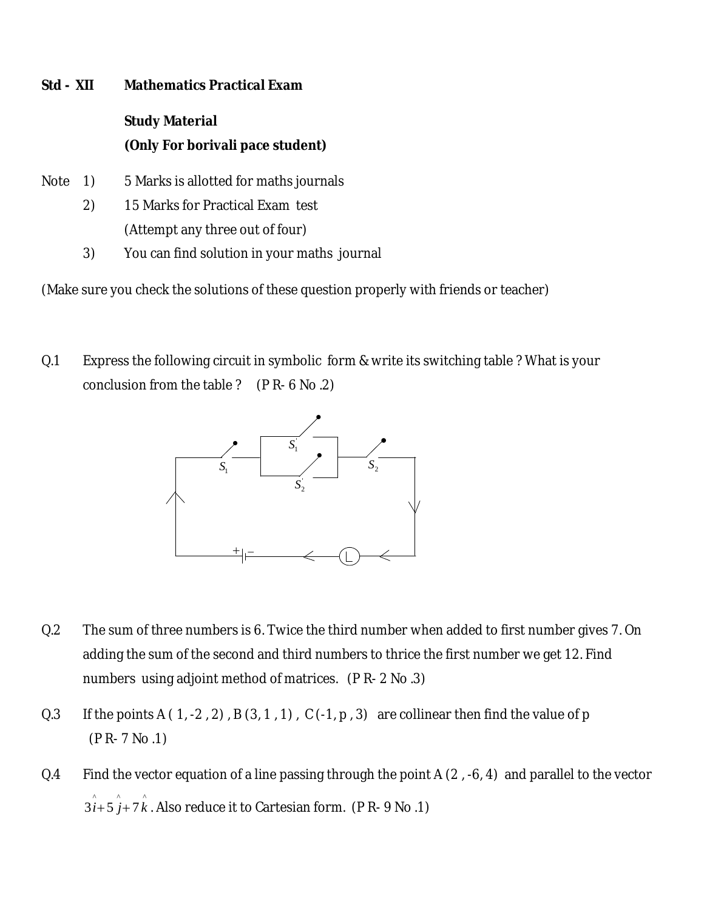**Std - XII** **Mathematics Practical Exam**

**Study Material**

**(Only For borivali pace student)**

Note

1) 5 Marks is allotted for maths journals
2) 15 Marks for Practical Exam test (Attempt any three out of four)
3) You can find solution in your maths journal

(Make sure you check the solutions of these question properly with friends or teacher)

Q.1 Express the following circuit in symbolic form & write its switching table ? What is your conclusion from the table ? (P R- 6 No .2)

Q.2 The sum of three numbers is 6. Twice the third number when added to first number gives 7. On adding the sum of the second and third numbers to thrice the first number we get 12. Find numbers using adjoint method of matrices. (P R- 2 No .3)

Q.3 If the points A ( 1, -2 , 2) , B (3, 1 , 1) , C (-1, p , 3) are collinear then find the value of p (P R- 7 No .1)

Q.4 Find the vector equation of a line passing through the point A (2 , -6, 4) and parallel to the vector $3\hat{i}+5\hat{j}+7\hat{k}$. Also reduce it to Cartesian form. (P R- 9 No .1)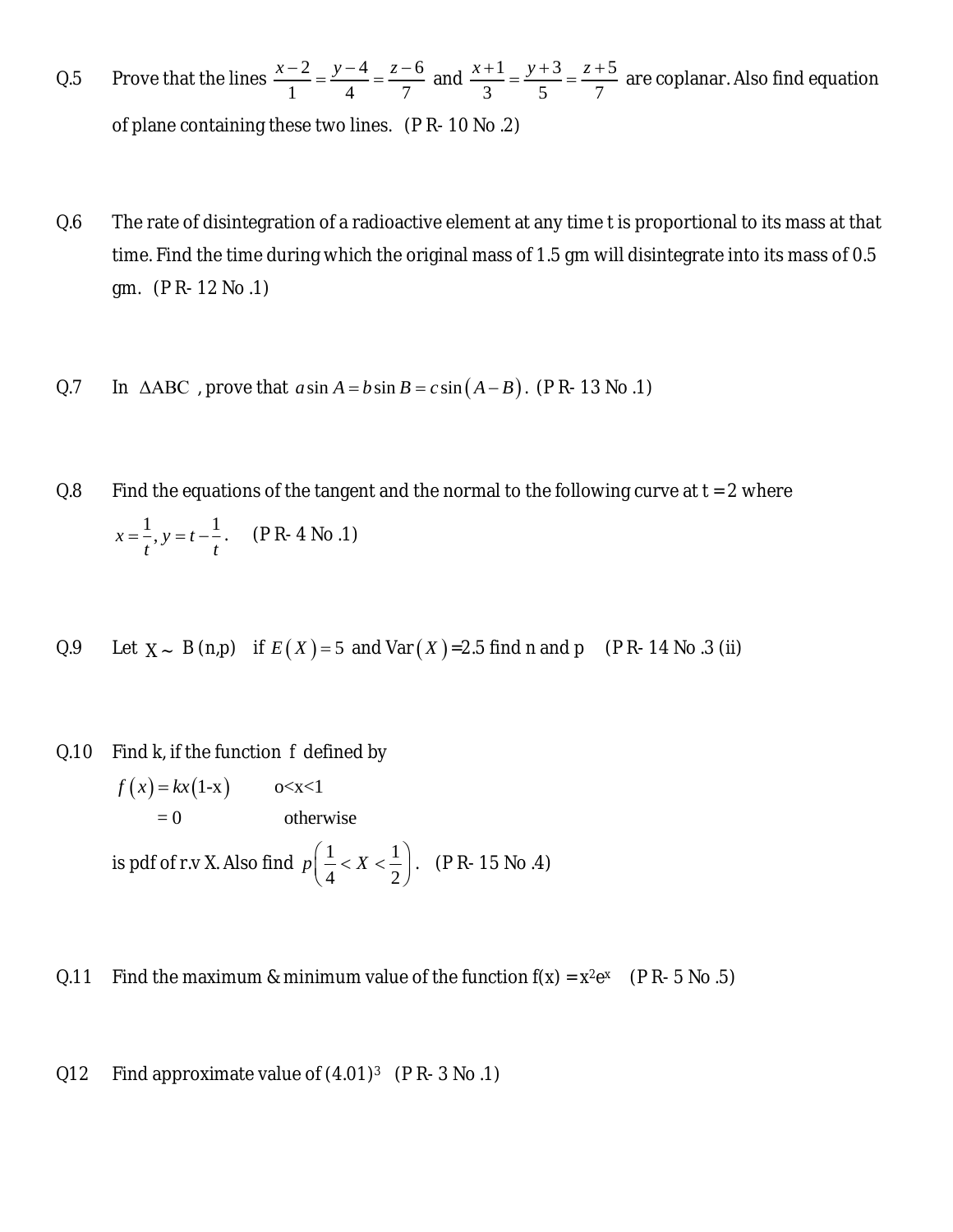Q.5 Prove that the lines $\frac{x-2}{1}=\frac{y-4}{4}=\frac{z-6}{7}$ and $\frac{x+1}{3}=\frac{y+3}{5}=\frac{z+5}{7}$ are coplanar. Also find equation of plane containing these two lines. (P R- 10 No .2)

Q.6 The rate of disintegration of a radioactive element at any time t is proportional to its mass at that time. Find the time during which the original mass of 1.5 gm will disintegrate into its mass of 0.5 gm. (P R- 12 No .1)

Q.7 In $\Delta ABC$, prove that $a\sin A = b\sin B = c\sin(A-B)$. (P R- 13 No .1)

Q.8 Find the equations of the tangent and the normal to the following curve at t = 2 where $x=\frac{1}{t}, y=t-\frac{1}{t}$. (P R- 4 No .1)

Q.9 Let $X \sim B(n,p)$ if $E(X)=5$ and $Var(X)=2.5$ find n and p (P R- 14 No .3 (ii)

Q.10 Find k, if the function f defined by

$f(x)=kx(1-x)$ &nbsp;&nbsp;&nbsp; $0<x<1$

$= 0$ &nbsp;&nbsp;&nbsp; otherwise

is pdf of r.v X. Also find $p\left(\frac{1}{4}<X<\frac{1}{2}\right)$. (P R- 15 No .4)

Q.11 Find the maximum & minimum value of the function $f(x) = x^2e^x$ (P R- 5 No .5)

Q12 Find approximate value of $(4.01)^3$ (P R- 3 No .1)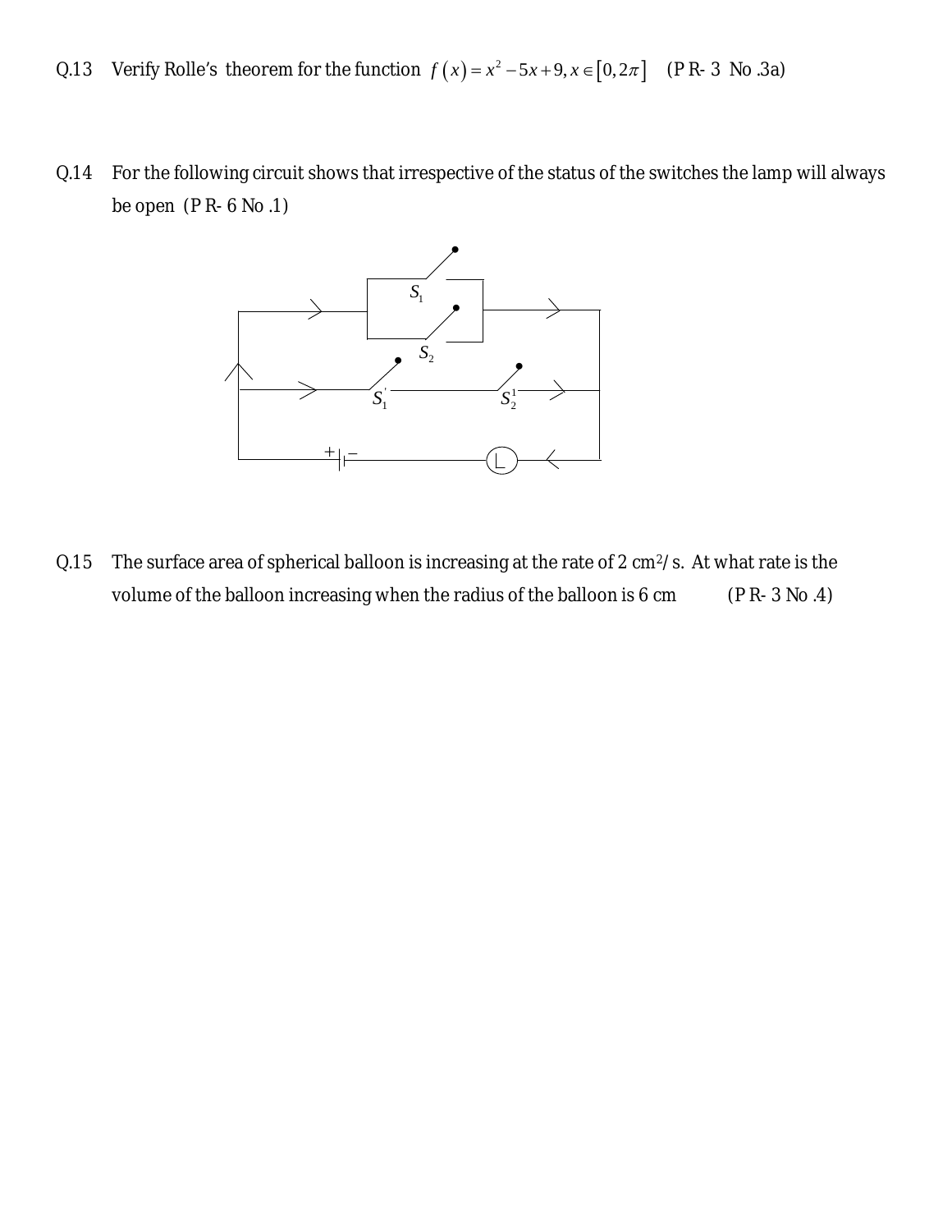Q.13 Verify Rolle's theorem for the function $f(x) = x^2 - 5x + 9, x \in [0, 2\pi]$ (P R- 3 No .3a)

Q.14 For the following circuit shows that irrespective of the status of the switches the lamp will always be open (P R- 6 No .1)

$S_1$

$S_2$

$S_1^{'}$

$S_2^{1}$

+ −

L

Q.15 The surface area of spherical balloon is increasing at the rate of 2 cm²/ s. At what rate is the volume of the balloon increasing when the radius of the balloon is 6 cm (P R- 3 No .4)